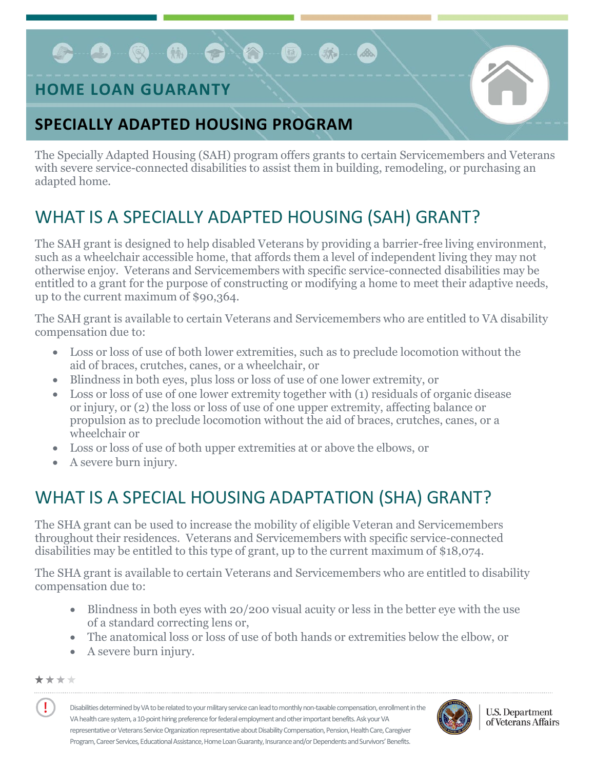## HOME LOAN GUARANTY

# SPECIALLY ADAPTED HOUSING PROGRAM

The Specially Adapted Housing (SAH) program offers grants to certain Servicemembers and Veterans with severe service-connected disabilities to assist them in building, remodeling, or purchasing an adapted home.

## WHAT IS A SPECIALLY ADAPTED HOUSING (SAH) GRANT?

The SAH grant is designed to help disabled Veterans by providing a barrier-free living environment, such as a wheelchair accessible home, that affords them a level of independent living they may not otherwise enjoy. Veterans and Servicemembers with specific service-connected disabilities may be entitled to a grant for the purpose of constructing or modifying a home to meet their adaptive needs, up to the current maximum of $90,364.

The SAH grant is available to certain Veterans and Servicemembers who are entitled to VA disability compensation due to:

- Loss or loss of use of both lower extremities, such as to preclude locomotion without the aid of braces, crutches, canes, or a wheelchair, or
- Blindness in both eyes, plus loss or loss of use of one lower extremity, or
- Loss or loss of use of one lower extremity together with (1) residuals of organic disease or injury, or (2) the loss or loss of use of one upper extremity, affecting balance or propulsion as to preclude locomotion without the aid of braces, crutches, canes, or a wheelchair or
- Loss or loss of use of both upper extremities at or above the elbows, or
- A severe burn injury.

## WHAT IS A SPECIAL HOUSING ADAPTATION (SHA) GRANT?

The SHA grant can be used to increase the mobility of eligible Veteran and Servicemembers throughout their residences. Veterans and Servicemembers with specific service-connected disabilities may be entitled to this type of grant, up to the current maximum of $18,074.

The SHA grant is available to certain Veterans and Servicemembers who are entitled to disability compensation due to:

- Blindness in both eyes with 20/200 visual acuity or less in the better eye with the use of a standard correcting lens or,
- The anatomical loss or loss of use of both hands or extremities below the elbow, or
- A severe burn injury.

Disabilities determined by VA to be related to your military service can lead to monthly non-taxable compensation, enrollment in the VA health care system, a 10-point hiring preference for federal employment and other important benefits. Ask your VA representative or Veterans Service Organization representative about Disability Compensation, Pension, Health Care, Caregiver Program, Career Services, Educational Assistance, Home Loan Guaranty, Insurance and/or Dependents and Survivors' Benefits.

U.S. Department of Veterans Affairs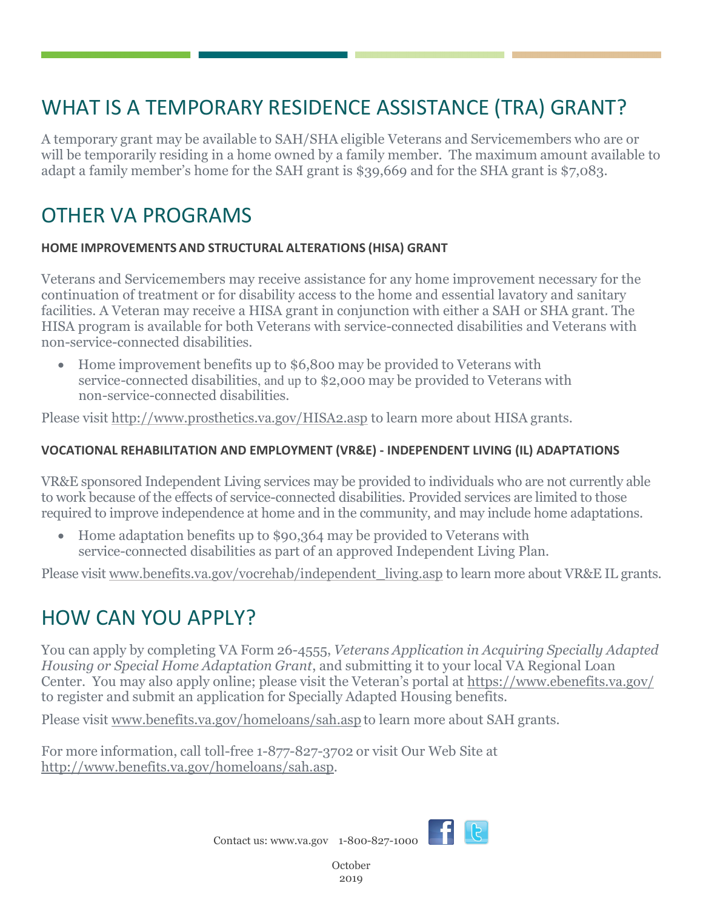## WHAT IS A TEMPORARY RESIDENCE ASSISTANCE (TRA) GRANT?

A temporary grant may be available to SAH/SHA eligible Veterans and Servicemembers who are or will be temporarily residing in a home owned by a family member. The maximum amount available to adapt a family member's home for the SAH grant is $39,669 and for the SHA grant is $7,083.

## OTHER VA PROGRAMS

#### HOME IMPROVEMENTS AND STRUCTURAL ALTERATIONS (HISA) GRANT

Veterans and Servicemembers may receive assistance for any home improvement necessary for the continuation of treatment or for disability access to the home and essential lavatory and sanitary facilities. A Veteran may receive a HISA grant in conjunction with either a SAH or SHA grant. The HISA program is available for both Veterans with service-connected disabilities and Veterans with non-service-connected disabilities.

- Home improvement benefits up to $6,800 may be provided to Veterans with service-connected disabilities, and up to $2,000 may be provided to Veterans with non-service-connected disabilities.

Please visit http://www.prosthetics.va.gov/HISA2.asp to learn more about HISA grants.

#### VOCATIONAL REHABILITATION AND EMPLOYMENT (VR&E) - INDEPENDENT LIVING (IL) ADAPTATIONS

VR&E sponsored Independent Living services may be provided to individuals who are not currently able to work because of the effects of service-connected disabilities. Provided services are limited to those required to improve independence at home and in the community, and may include home adaptations.

- Home adaptation benefits up to $90,364 may be provided to Veterans with service-connected disabilities as part of an approved Independent Living Plan.

Please visit www.benefits.va.gov/vocrehab/independent_living.asp to learn more about VR&E IL grants.

## HOW CAN YOU APPLY?

You can apply by completing VA Form 26-4555, *Veterans Application in Acquiring Specially Adapted Housing or Special Home Adaptation Grant*, and submitting it to your local VA Regional Loan Center. You may also apply online; please visit the Veteran's portal at https://www.ebenefits.va.gov/ to register and submit an application for Specially Adapted Housing benefits.

Please visit www.benefits.va.gov/homeloans/sah.asp to learn more about SAH grants.

For more information, call toll-free 1-877-827-3702 or visit Our Web Site at http://www.benefits.va.gov/homeloans/sah.asp.

Contact us: www.va.gov 1-800-827-1000

October 2019